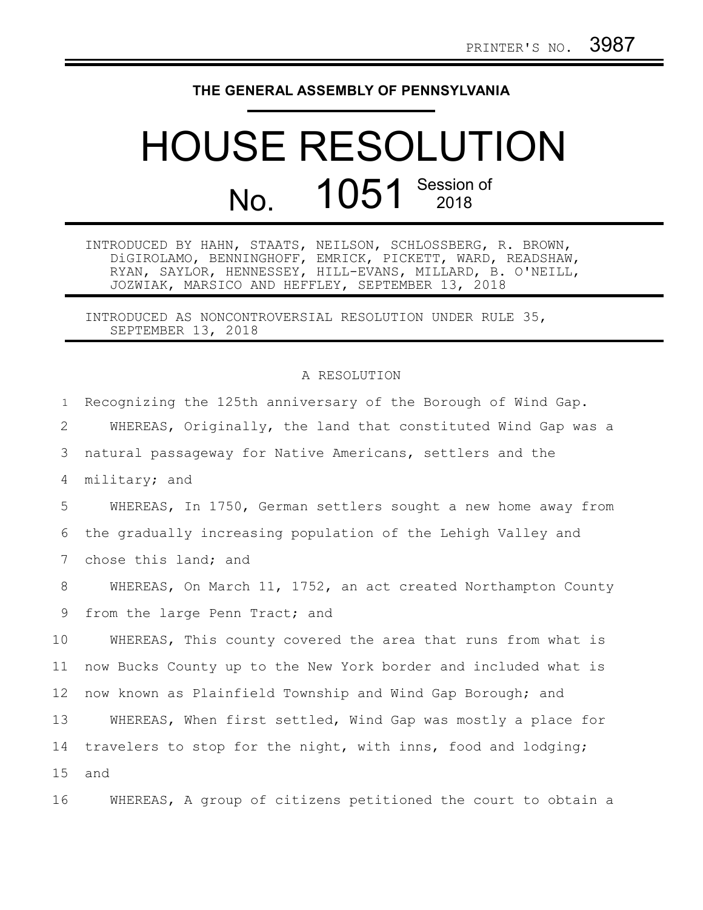PRINTER'S NO. 3987

**THE GENERAL ASSEMBLY OF PENNSYLVANIA**

# HOUSE RESOLUTION

## No. 1051 Session of 2018

INTRODUCED BY HAHN, STAATS, NEILSON, SCHLOSSBERG, R. BROWN, DiGIROLAMO, BENNINGHOFF, EMRICK, PICKETT, WARD, READSHAW, RYAN, SAYLOR, HENNESSEY, HILL-EVANS, MILLARD, B. O'NEILL, JOZWIAK, MARSICO AND HEFFLEY, SEPTEMBER 13, 2018

INTRODUCED AS NONCONTROVERSIAL RESOLUTION UNDER RULE 35, SEPTEMBER 13, 2018

A RESOLUTION

1 Recognizing the 125th anniversary of the Borough of Wind Gap.

2 WHEREAS, Originally, the land that constituted Wind Gap was a
3 natural passageway for Native Americans, settlers and the
4 military; and

5 WHEREAS, In 1750, German settlers sought a new home away from
6 the gradually increasing population of the Lehigh Valley and
7 chose this land; and

8 WHEREAS, On March 11, 1752, an act created Northampton County
9 from the large Penn Tract; and

10 WHEREAS, This county covered the area that runs from what is
11 now Bucks County up to the New York border and included what is
12 now known as Plainfield Township and Wind Gap Borough; and

13 WHEREAS, When first settled, Wind Gap was mostly a place for
14 travelers to stop for the night, with inns, food and lodging;
15 and

16 WHEREAS, A group of citizens petitioned the court to obtain a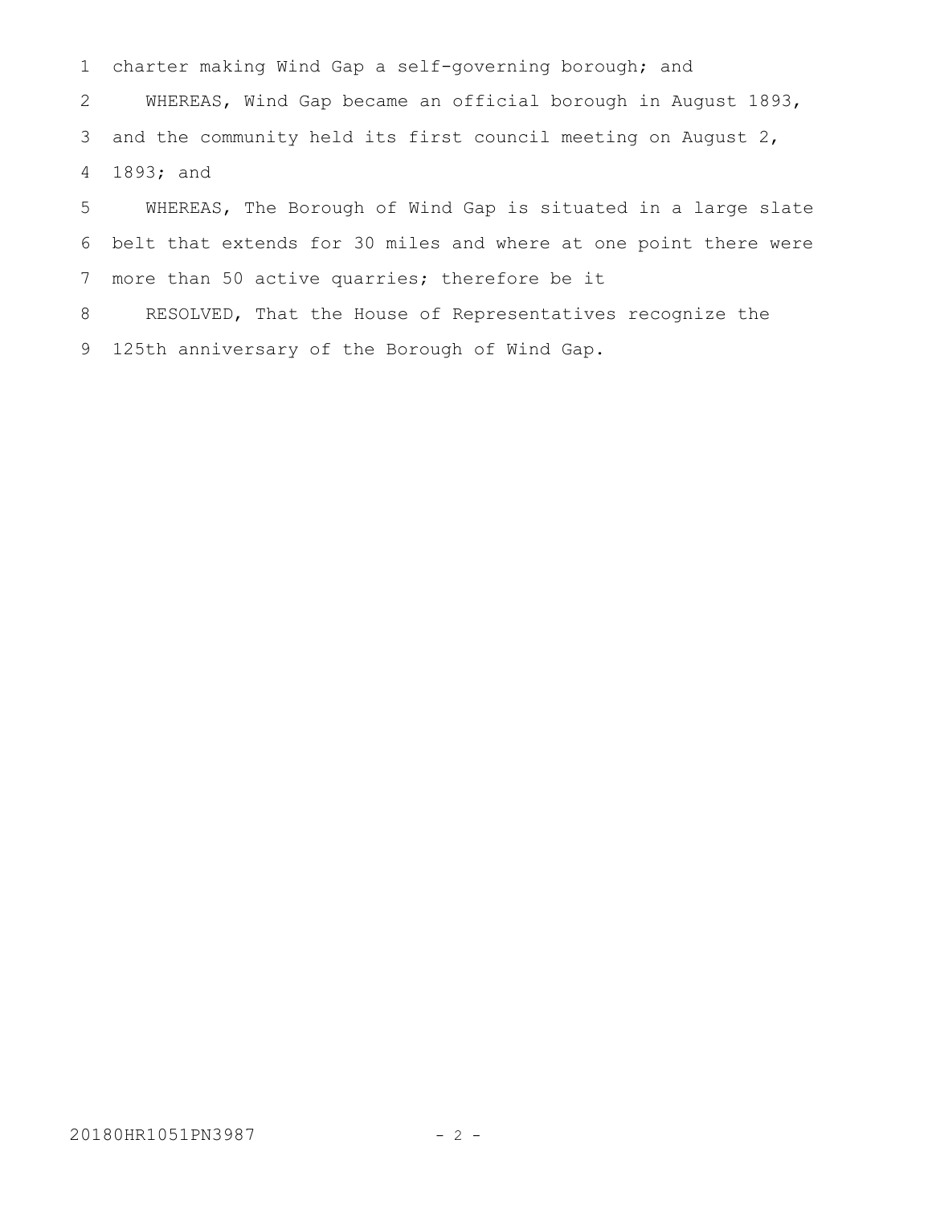charter making Wind Gap a self-governing borough; and

WHEREAS, Wind Gap became an official borough in August 1893, and the community held its first council meeting on August 2, 1893; and

WHEREAS, The Borough of Wind Gap is situated in a large slate belt that extends for 30 miles and where at one point there were more than 50 active quarries; therefore be it

RESOLVED, That the House of Representatives recognize the 125th anniversary of the Borough of Wind Gap.